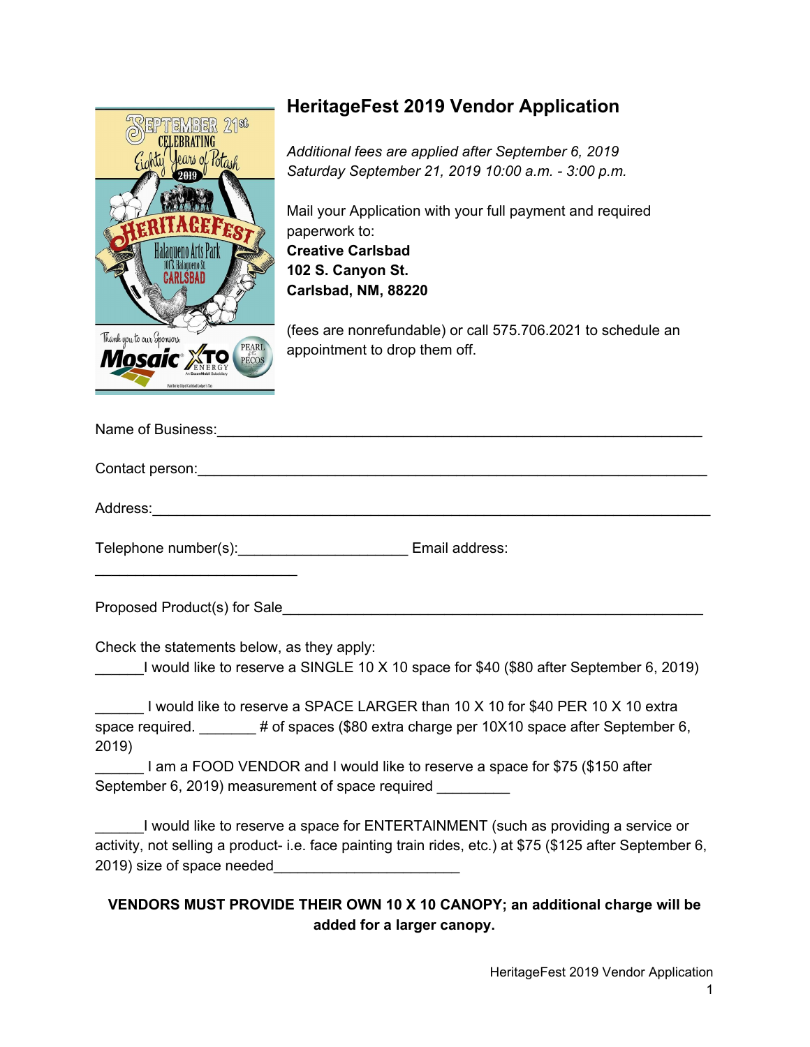# HeritageFest 2019 Vendor Application

*Additional fees are applied after September 6, 2019*
*Saturday September 21, 2019 10:00 a.m. - 3:00 p.m.*

Mail your Application with your full payment and required paperwork to:
**Creative Carlsbad**
**102 S. Canyon St.**
**Carlsbad, NM, 88220**

(fees are nonrefundable) or call 575.706.2021 to schedule an appointment to drop them off.

Name of Business:_______________________________________________________________

Contact person:_________________________________________________________________

Address:_______________________________________________________________________

Telephone number(s):____________________ Email address: ________________________

Proposed Product(s) for Sale_______________________________________________________

Check the statements below, as they apply:

______I would like to reserve a SINGLE 10 X 10 space for $40 ($80 after September 6, 2019)

______ I would like to reserve a SPACE LARGER than 10 X 10 for $40 PER 10 X 10 extra space required. _______ # of spaces ($80 extra charge per 10X10 space after September 6, 2019)

______ I am a FOOD VENDOR and I would like to reserve a space for $75 ($150 after September 6, 2019) measurement of space required _________

______I would like to reserve a space for ENTERTAINMENT (such as providing a service or activity, not selling a product- i.e. face painting train rides, etc.) at $75 ($125 after September 6, 2019) size of space needed______________________

**VENDORS MUST PROVIDE THEIR OWN 10 X 10 CANOPY; an additional charge will be added for a larger canopy.**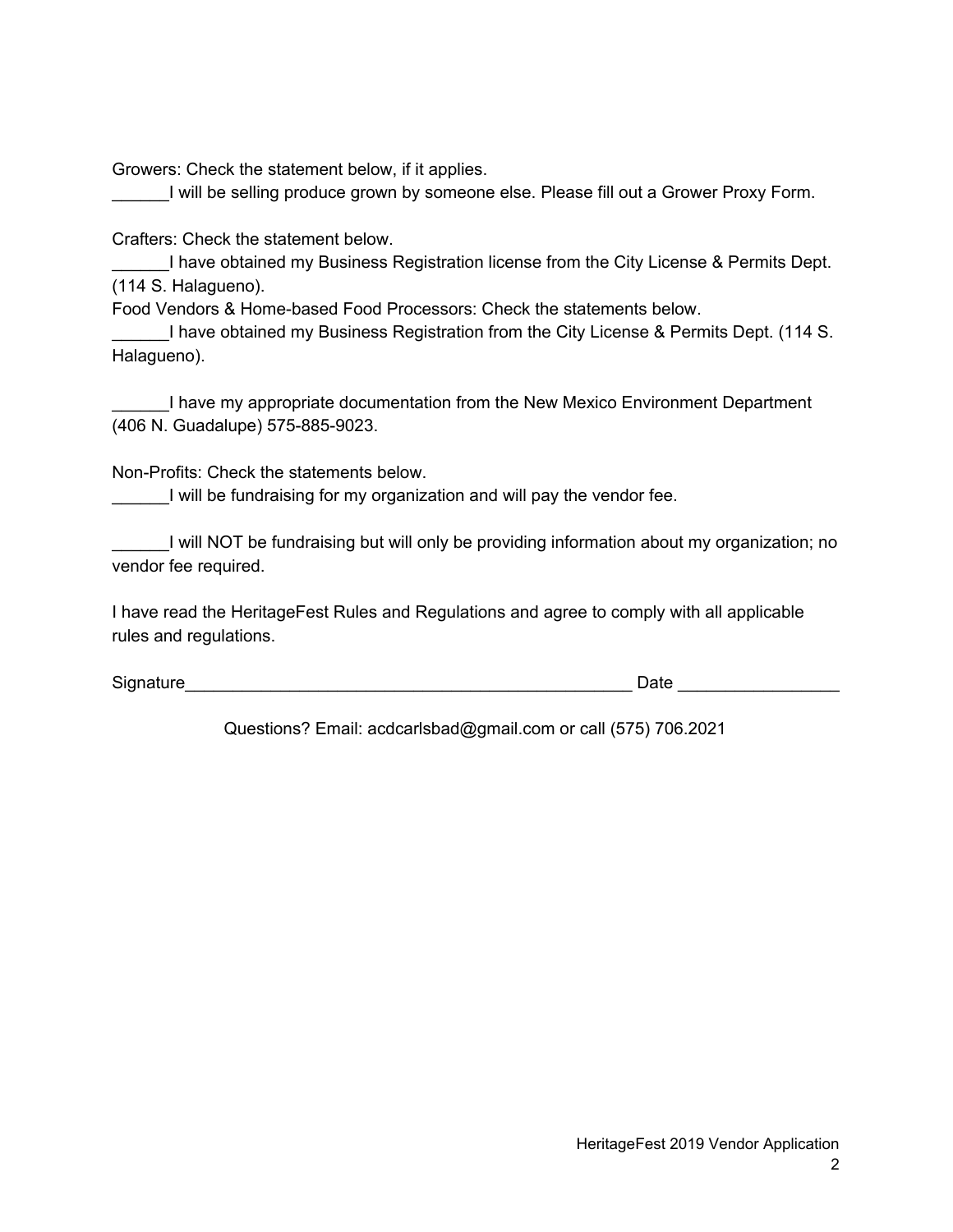Growers: Check the statement below, if it applies.

______I will be selling produce grown by someone else. Please fill out a Grower Proxy Form.

Crafters: Check the statement below.

______I have obtained my Business Registration license from the City License & Permits Dept. (114 S. Halagueno).

Food Vendors & Home-based Food Processors: Check the statements below.

______I have obtained my Business Registration from the City License & Permits Dept. (114 S. Halagueno).

______I have my appropriate documentation from the New Mexico Environment Department (406 N. Guadalupe) 575-885-9023.

Non-Profits: Check the statements below.

______I will be fundraising for my organization and will pay the vendor fee.

______I will NOT be fundraising but will only be providing information about my organization; no vendor fee required.

I have read the HeritageFest Rules and Regulations and agree to comply with all applicable rules and regulations.

Signature_________________________________________________ Date _________________

Questions? Email: acdcarlsbad@gmail.com or call (575) 706.2021